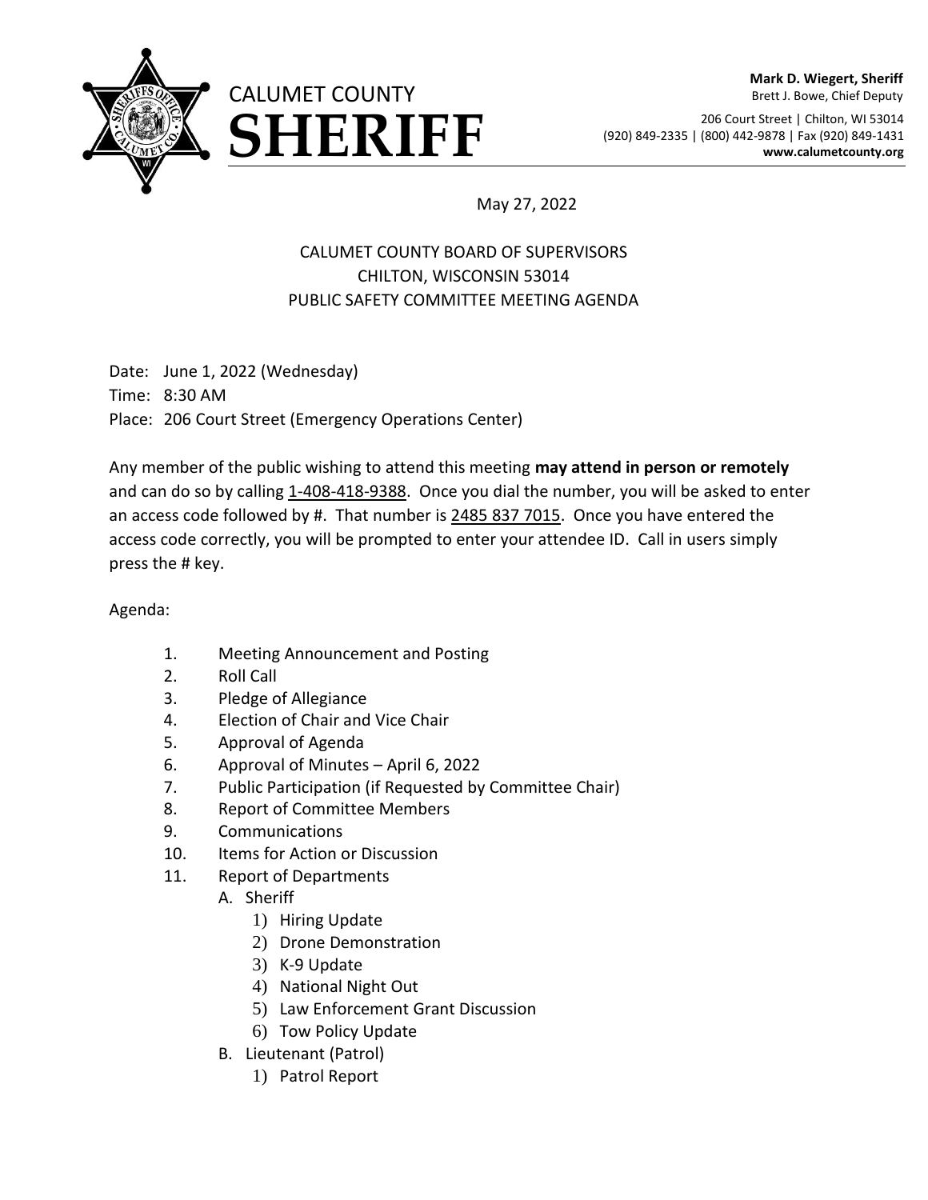# CALUMET COUNTY SHERIFF

**Mark D. Wiegert, Sheriff**
Brett J. Bowe, Chief Deputy

206 Court Street | Chilton, WI 53014
(920) 849-2335 | (800) 442-9878 | Fax (920) 849-1431
**www.calumetcounty.org**

May 27, 2022

CALUMET COUNTY BOARD OF SUPERVISORS
CHILTON, WISCONSIN 53014
PUBLIC SAFETY COMMITTEE MEETING AGENDA

Date: June 1, 2022 (Wednesday)
Time: 8:30 AM
Place: 206 Court Street (Emergency Operations Center)

Any member of the public wishing to attend this meeting **may attend in person or remotely** and can do so by calling 1-408-418-9388. Once you dial the number, you will be asked to enter an access code followed by #. That number is 2485 837 7015. Once you have entered the access code correctly, you will be prompted to enter your attendee ID. Call in users simply press the # key.

Agenda:

1. Meeting Announcement and Posting
2. Roll Call
3. Pledge of Allegiance
4. Election of Chair and Vice Chair
5. Approval of Agenda
6. Approval of Minutes – April 6, 2022
7. Public Participation (if Requested by Committee Chair)
8. Report of Committee Members
9. Communications
10. Items for Action or Discussion
11. Report of Departments
    - A. Sheriff
        1) Hiring Update
        2) Drone Demonstration
        3) K-9 Update
        4) National Night Out
        5) Law Enforcement Grant Discussion
        6) Tow Policy Update
    - B. Lieutenant (Patrol)
        1) Patrol Report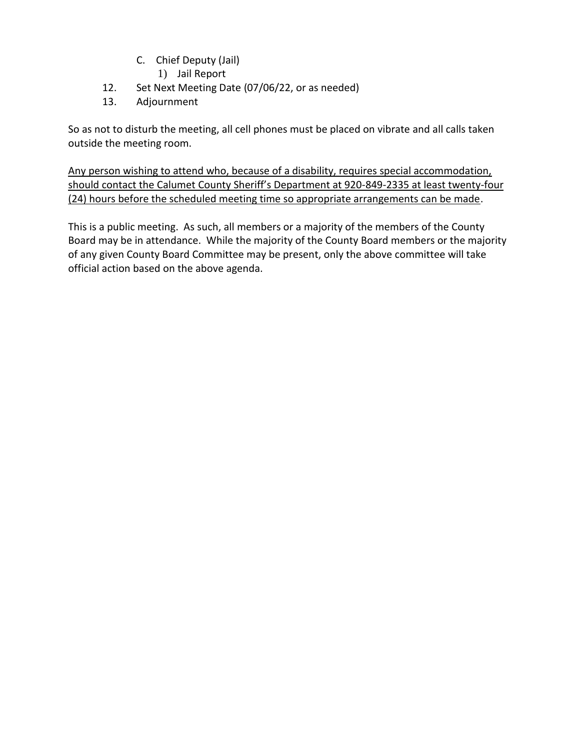C. Chief Deputy (Jail)
   1) Jail Report

12. Set Next Meeting Date (07/06/22, or as needed)
13. Adjournment

So as not to disturb the meeting, all cell phones must be placed on vibrate and all calls taken outside the meeting room.

Any person wishing to attend who, because of a disability, requires special accommodation, should contact the Calumet County Sheriff's Department at 920-849-2335 at least twenty-four (24) hours before the scheduled meeting time so appropriate arrangements can be made.

This is a public meeting. As such, all members or a majority of the members of the County Board may be in attendance. While the majority of the County Board members or the majority of any given County Board Committee may be present, only the above committee will take official action based on the above agenda.